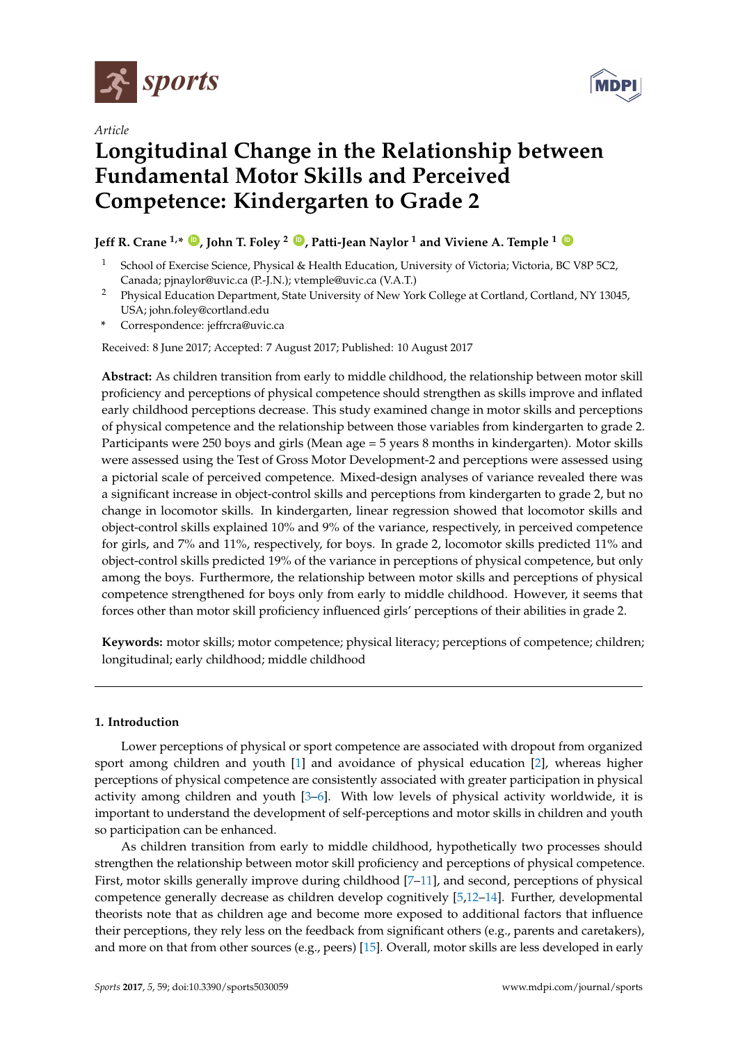*Article*

# Longitudinal Change in the Relationship between Fundamental Motor Skills and Perceived Competence: Kindergarten to Grade 2

**Jeff R. Crane [1,*], John T. Foley [2], Patti-Jean Naylor [1] and Viviene A. Temple [1]**

[1] School of Exercise Science, Physical & Health Education, University of Victoria; Victoria, BC V8P 5C2, Canada; pjnaylor@uvic.ca (P.-J.N.); vtemple@uvic.ca (V.A.T.)

[2] Physical Education Department, State University of New York College at Cortland, Cortland, NY 13045, USA; john.foley@cortland.edu

\* Correspondence: jeffrcra@uvic.ca

Received: 8 June 2017; Accepted: 7 August 2017; Published: 10 August 2017

**Abstract:** As children transition from early to middle childhood, the relationship between motor skill proficiency and perceptions of physical competence should strengthen as skills improve and inflated early childhood perceptions decrease. This study examined change in motor skills and perceptions of physical competence and the relationship between those variables from kindergarten to grade 2. Participants were 250 boys and girls (Mean age = 5 years 8 months in kindergarten). Motor skills were assessed using the Test of Gross Motor Development-2 and perceptions were assessed using a pictorial scale of perceived competence. Mixed-design analyses of variance revealed there was a significant increase in object-control skills and perceptions from kindergarten to grade 2, but no change in locomotor skills. In kindergarten, linear regression showed that locomotor skills and object-control skills explained 10% and 9% of the variance, respectively, in perceived competence for girls, and 7% and 11%, respectively, for boys. In grade 2, locomotor skills predicted 11% and object-control skills predicted 19% of the variance in perceptions of physical competence, but only among the boys. Furthermore, the relationship between motor skills and perceptions of physical competence strengthened for boys only from early to middle childhood. However, it seems that forces other than motor skill proficiency influenced girls' perceptions of their abilities in grade 2.

**Keywords:** motor skills; motor competence; physical literacy; perceptions of competence; children; longitudinal; early childhood; middle childhood

## 1. Introduction

Lower perceptions of physical or sport competence are associated with dropout from organized sport among children and youth [1] and avoidance of physical education [2], whereas higher perceptions of physical competence are consistently associated with greater participation in physical activity among children and youth [3–6]. With low levels of physical activity worldwide, it is important to understand the development of self-perceptions and motor skills in children and youth so participation can be enhanced.

As children transition from early to middle childhood, hypothetically two processes should strengthen the relationship between motor skill proficiency and perceptions of physical competence. First, motor skills generally improve during childhood [7–11], and second, perceptions of physical competence generally decrease as children develop cognitively [5,12–14]. Further, developmental theorists note that as children age and become more exposed to additional factors that influence their perceptions, they rely less on the feedback from significant others (e.g., parents and caretakers), and more on that from other sources (e.g., peers) [15]. Overall, motor skills are less developed in early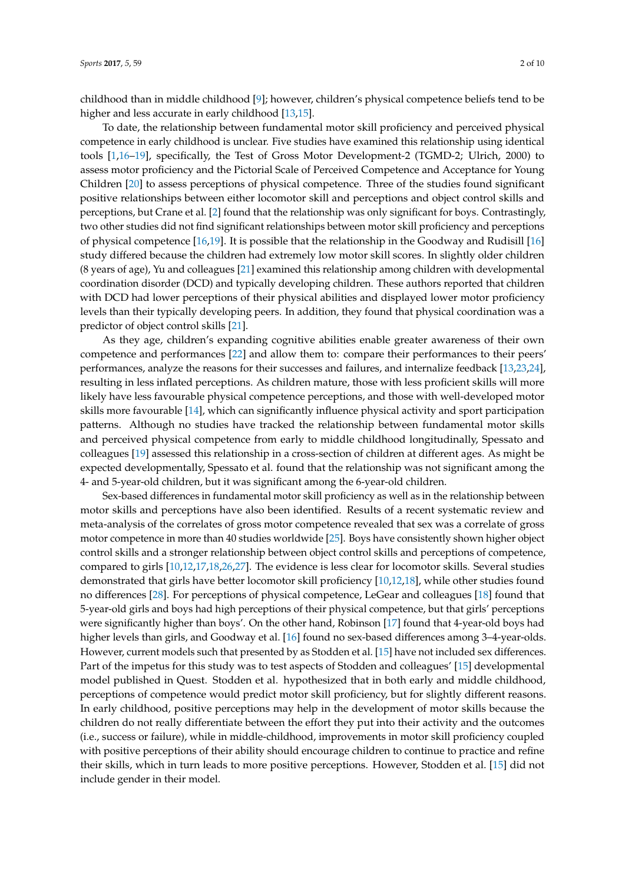childhood than in middle childhood [9]; however, children's physical competence beliefs tend to be higher and less accurate in early childhood [13,15].

To date, the relationship between fundamental motor skill proficiency and perceived physical competence in early childhood is unclear. Five studies have examined this relationship using identical tools [1,16–19], specifically, the Test of Gross Motor Development-2 (TGMD-2; Ulrich, 2000) to assess motor proficiency and the Pictorial Scale of Perceived Competence and Acceptance for Young Children [20] to assess perceptions of physical competence. Three of the studies found significant positive relationships between either locomotor skill and perceptions and object control skills and perceptions, but Crane et al. [2] found that the relationship was only significant for boys. Contrastingly, two other studies did not find significant relationships between motor skill proficiency and perceptions of physical competence [16,19]. It is possible that the relationship in the Goodway and Rudisill [16] study differed because the children had extremely low motor skill scores. In slightly older children (8 years of age), Yu and colleagues [21] examined this relationship among children with developmental coordination disorder (DCD) and typically developing children. These authors reported that children with DCD had lower perceptions of their physical abilities and displayed lower motor proficiency levels than their typically developing peers. In addition, they found that physical coordination was a predictor of object control skills [21].

As they age, children's expanding cognitive abilities enable greater awareness of their own competence and performances [22] and allow them to: compare their performances to their peers' performances, analyze the reasons for their successes and failures, and internalize feedback [13,23,24], resulting in less inflated perceptions. As children mature, those with less proficient skills will more likely have less favourable physical competence perceptions, and those with well-developed motor skills more favourable [14], which can significantly influence physical activity and sport participation patterns. Although no studies have tracked the relationship between fundamental motor skills and perceived physical competence from early to middle childhood longitudinally, Spessato and colleagues [19] assessed this relationship in a cross-section of children at different ages. As might be expected developmentally, Spessato et al. found that the relationship was not significant among the 4- and 5-year-old children, but it was significant among the 6-year-old children.

Sex-based differences in fundamental motor skill proficiency as well as in the relationship between motor skills and perceptions have also been identified. Results of a recent systematic review and meta-analysis of the correlates of gross motor competence revealed that sex was a correlate of gross motor competence in more than 40 studies worldwide [25]. Boys have consistently shown higher object control skills and a stronger relationship between object control skills and perceptions of competence, compared to girls [10,12,17,18,26,27]. The evidence is less clear for locomotor skills. Several studies demonstrated that girls have better locomotor skill proficiency [10,12,18], while other studies found no differences [28]. For perceptions of physical competence, LeGear and colleagues [18] found that 5-year-old girls and boys had high perceptions of their physical competence, but that girls' perceptions were significantly higher than boys'. On the other hand, Robinson [17] found that 4-year-old boys had higher levels than girls, and Goodway et al. [16] found no sex-based differences among 3–4-year-olds. However, current models such that presented by as Stodden et al. [15] have not included sex differences. Part of the impetus for this study was to test aspects of Stodden and colleagues' [15] developmental model published in Quest. Stodden et al. hypothesized that in both early and middle childhood, perceptions of competence would predict motor skill proficiency, but for slightly different reasons. In early childhood, positive perceptions may help in the development of motor skills because the children do not really differentiate between the effort they put into their activity and the outcomes (i.e., success or failure), while in middle-childhood, improvements in motor skill proficiency coupled with positive perceptions of their ability should encourage children to continue to practice and refine their skills, which in turn leads to more positive perceptions. However, Stodden et al. [15] did not include gender in their model.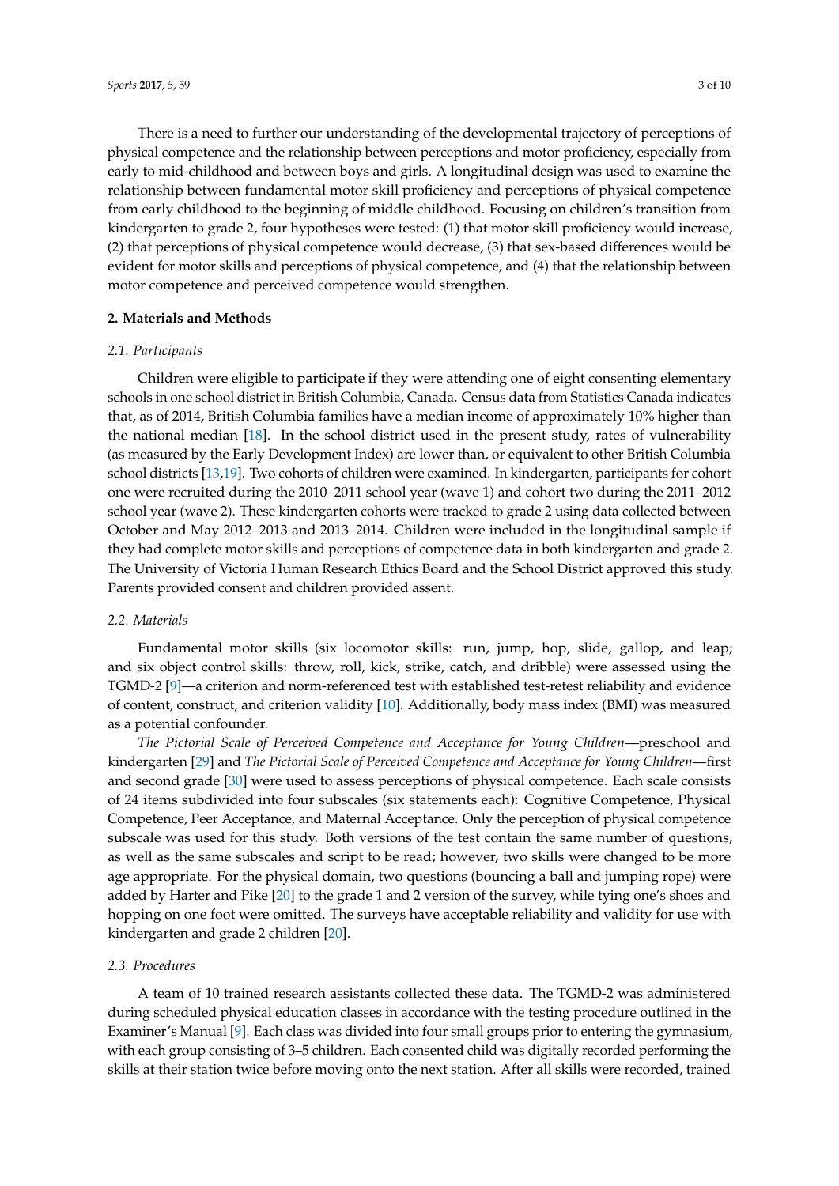There is a need to further our understanding of the developmental trajectory of perceptions of physical competence and the relationship between perceptions and motor proficiency, especially from early to mid-childhood and between boys and girls. A longitudinal design was used to examine the relationship between fundamental motor skill proficiency and perceptions of physical competence from early childhood to the beginning of middle childhood. Focusing on children's transition from kindergarten to grade 2, four hypotheses were tested: (1) that motor skill proficiency would increase, (2) that perceptions of physical competence would decrease, (3) that sex-based differences would be evident for motor skills and perceptions of physical competence, and (4) that the relationship between motor competence and perceived competence would strengthen.

## 2. Materials and Methods

### 2.1. Participants

Children were eligible to participate if they were attending one of eight consenting elementary schools in one school district in British Columbia, Canada. Census data from Statistics Canada indicates that, as of 2014, British Columbia families have a median income of approximately 10% higher than the national median [18]. In the school district used in the present study, rates of vulnerability (as measured by the Early Development Index) are lower than, or equivalent to other British Columbia school districts [13,19]. Two cohorts of children were examined. In kindergarten, participants for cohort one were recruited during the 2010–2011 school year (wave 1) and cohort two during the 2011–2012 school year (wave 2). These kindergarten cohorts were tracked to grade 2 using data collected between October and May 2012–2013 and 2013–2014. Children were included in the longitudinal sample if they had complete motor skills and perceptions of competence data in both kindergarten and grade 2. The University of Victoria Human Research Ethics Board and the School District approved this study. Parents provided consent and children provided assent.

### 2.2. Materials

Fundamental motor skills (six locomotor skills: run, jump, hop, slide, gallop, and leap; and six object control skills: throw, roll, kick, strike, catch, and dribble) were assessed using the TGMD-2 [9]—a criterion and norm-referenced test with established test-retest reliability and evidence of content, construct, and criterion validity [10]. Additionally, body mass index (BMI) was measured as a potential confounder.

*The Pictorial Scale of Perceived Competence and Acceptance for Young Children*—preschool and kindergarten [29] and *The Pictorial Scale of Perceived Competence and Acceptance for Young Children*—first and second grade [30] were used to assess perceptions of physical competence. Each scale consists of 24 items subdivided into four subscales (six statements each): Cognitive Competence, Physical Competence, Peer Acceptance, and Maternal Acceptance. Only the perception of physical competence subscale was used for this study. Both versions of the test contain the same number of questions, as well as the same subscales and script to be read; however, two skills were changed to be more age appropriate. For the physical domain, two questions (bouncing a ball and jumping rope) were added by Harter and Pike [20] to the grade 1 and 2 version of the survey, while tying one's shoes and hopping on one foot were omitted. The surveys have acceptable reliability and validity for use with kindergarten and grade 2 children [20].

### 2.3. Procedures

A team of 10 trained research assistants collected these data. The TGMD-2 was administered during scheduled physical education classes in accordance with the testing procedure outlined in the Examiner's Manual [9]. Each class was divided into four small groups prior to entering the gymnasium, with each group consisting of 3–5 children. Each consented child was digitally recorded performing the skills at their station twice before moving onto the next station. After all skills were recorded, trained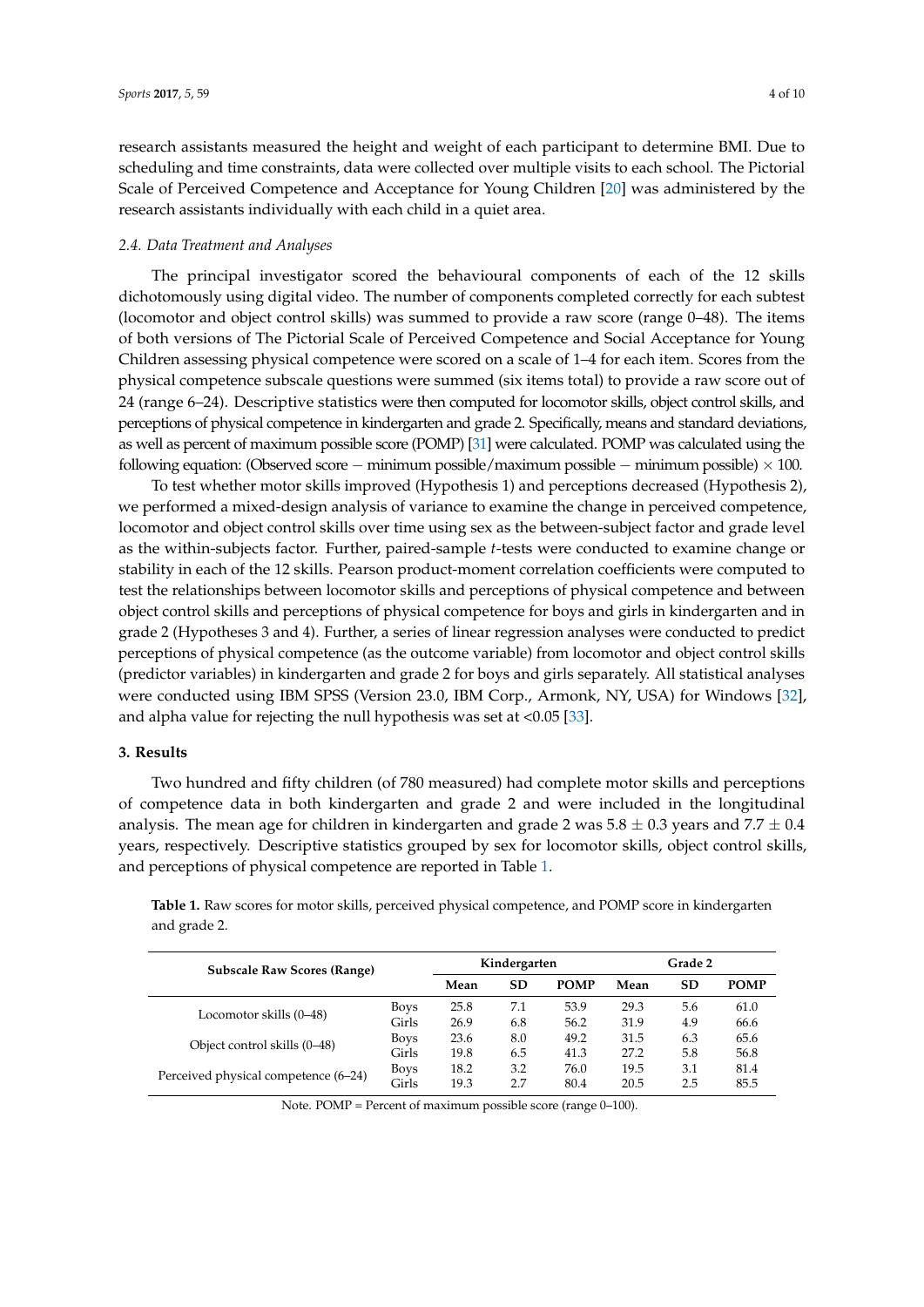research assistants measured the height and weight of each participant to determine BMI. Due to scheduling and time constraints, data were collected over multiple visits to each school. The Pictorial Scale of Perceived Competence and Acceptance for Young Children [20] was administered by the research assistants individually with each child in a quiet area.

### 2.4. Data Treatment and Analyses

The principal investigator scored the behavioural components of each of the 12 skills dichotomously using digital video. The number of components completed correctly for each subtest (locomotor and object control skills) was summed to provide a raw score (range 0–48). The items of both versions of The Pictorial Scale of Perceived Competence and Social Acceptance for Young Children assessing physical competence were scored on a scale of 1–4 for each item. Scores from the physical competence subscale questions were summed (six items total) to provide a raw score out of 24 (range 6–24). Descriptive statistics were then computed for locomotor skills, object control skills, and perceptions of physical competence in kindergarten and grade 2. Specifically, means and standard deviations, as well as percent of maximum possible score (POMP) [31] were calculated. POMP was calculated using the following equation: (Observed score − minimum possible/maximum possible − minimum possible) × 100.

To test whether motor skills improved (Hypothesis 1) and perceptions decreased (Hypothesis 2), we performed a mixed-design analysis of variance to examine the change in perceived competence, locomotor and object control skills over time using sex as the between-subject factor and grade level as the within-subjects factor. Further, paired-sample *t*-tests were conducted to examine change or stability in each of the 12 skills. Pearson product-moment correlation coefficients were computed to test the relationships between locomotor skills and perceptions of physical competence and between object control skills and perceptions of physical competence for boys and girls in kindergarten and in grade 2 (Hypotheses 3 and 4). Further, a series of linear regression analyses were conducted to predict perceptions of physical competence (as the outcome variable) from locomotor and object control skills (predictor variables) in kindergarten and grade 2 for boys and girls separately. All statistical analyses were conducted using IBM SPSS (Version 23.0, IBM Corp., Armonk, NY, USA) for Windows [32], and alpha value for rejecting the null hypothesis was set at <0.05 [33].

## 3. Results

Two hundred and fifty children (of 780 measured) had complete motor skills and perceptions of competence data in both kindergarten and grade 2 and were included in the longitudinal analysis. The mean age for children in kindergarten and grade 2 was 5.8 ± 0.3 years and 7.7 ± 0.4 years, respectively. Descriptive statistics grouped by sex for locomotor skills, object control skills, and perceptions of physical competence are reported in Table 1.

**Table 1.** Raw scores for motor skills, perceived physical competence, and POMP score in kindergarten and grade 2.

| Subscale Raw Scores (Range) | | Kindergarten | | | Grade 2 | | |
|---|---|---|---|---|---|---|---|
| | | Mean | SD | POMP | Mean | SD | POMP |
| Locomotor skills (0–48) | Boys | 25.8 | 7.1 | 53.9 | 29.3 | 5.6 | 61.0 |
| | Girls | 26.9 | 6.8 | 56.2 | 31.9 | 4.9 | 66.6 |
| Object control skills (0–48) | Boys | 23.6 | 8.0 | 49.2 | 31.5 | 6.3 | 65.6 |
| | Girls | 19.8 | 6.5 | 41.3 | 27.2 | 5.8 | 56.8 |
| Perceived physical competence (6–24) | Boys | 18.2 | 3.2 | 76.0 | 19.5 | 3.1 | 81.4 |
| | Girls | 19.3 | 2.7 | 80.4 | 20.5 | 2.5 | 85.5 |

Note. POMP = Percent of maximum possible score (range 0–100).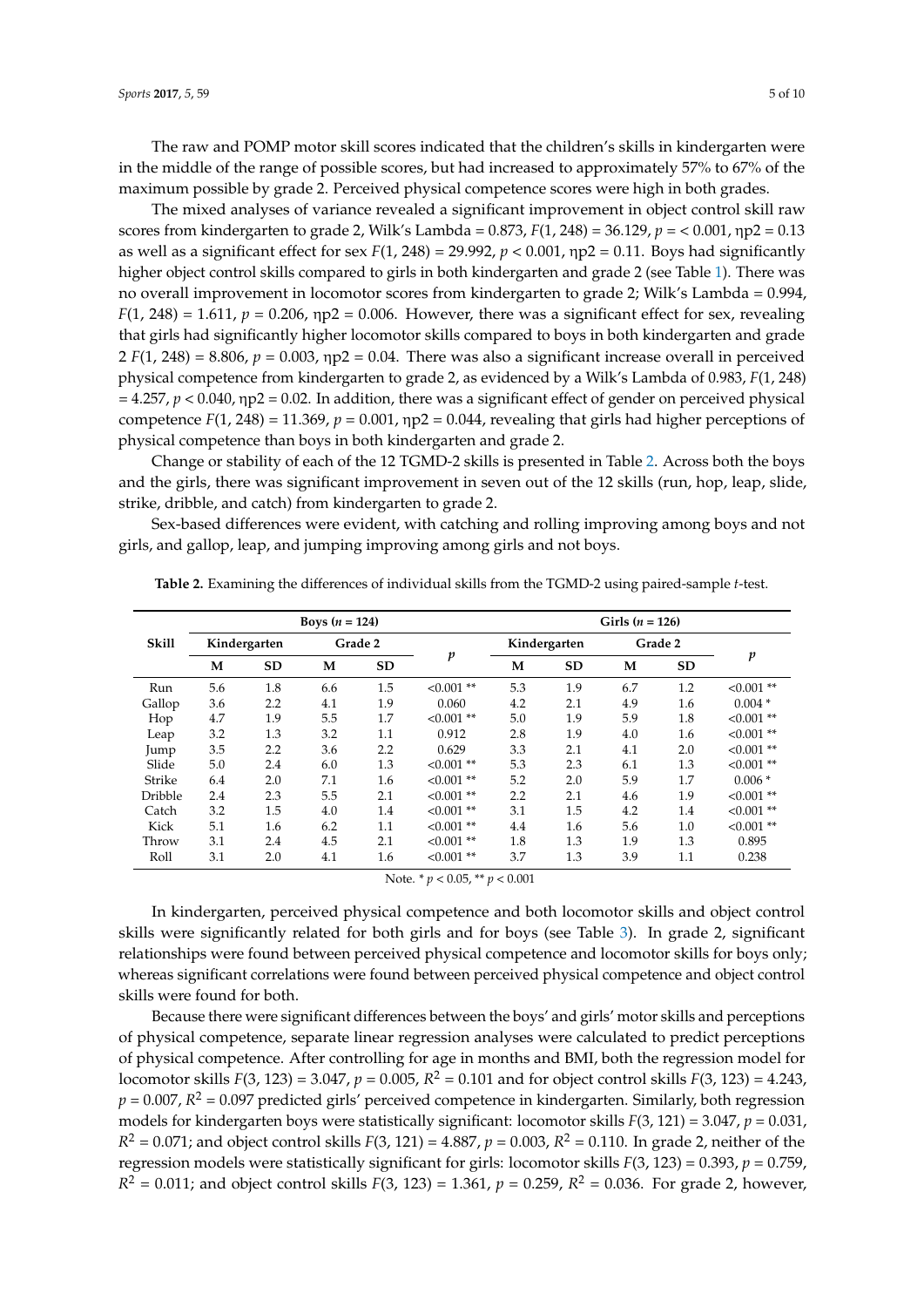The raw and POMP motor skill scores indicated that the children's skills in kindergarten were in the middle of the range of possible scores, but had increased to approximately 57% to 67% of the maximum possible by grade 2. Perceived physical competence scores were high in both grades.

The mixed analyses of variance revealed a significant improvement in object control skill raw scores from kindergarten to grade 2, Wilk's Lambda = 0.873, $F(1, 248) = 36.129$, $p = < 0.001$, ηp2 = 0.13 as well as a significant effect for sex $F(1, 248) = 29.992$, $p < 0.001$, ηp2 = 0.11. Boys had significantly higher object control skills compared to girls in both kindergarten and grade 2 (see Table 1). There was no overall improvement in locomotor scores from kindergarten to grade 2; Wilk's Lambda = 0.994, $F(1, 248) = 1.611$, $p = 0.206$, ηp2 = 0.006. However, there was a significant effect for sex, revealing that girls had significantly higher locomotor skills compared to boys in both kindergarten and grade 2 $F(1, 248) = 8.806$, $p = 0.003$, ηp2 = 0.04. There was also a significant increase overall in perceived physical competence from kindergarten to grade 2, as evidenced by a Wilk's Lambda of 0.983, $F(1, 248) = 4.257$, $p < 0.040$, ηp2 = 0.02. In addition, there was a significant effect of gender on perceived physical competence $F(1, 248) = 11.369$, $p = 0.001$, ηp2 = 0.044, revealing that girls had higher perceptions of physical competence than boys in both kindergarten and grade 2.

Change or stability of each of the 12 TGMD-2 skills is presented in Table 2. Across both the boys and the girls, there was significant improvement in seven out of the 12 skills (run, hop, leap, slide, strike, dribble, and catch) from kindergarten to grade 2.

Sex-based differences were evident, with catching and rolling improving among boys and not girls, and gallop, leap, and jumping improving among girls and not boys.

**Table 2.** Examining the differences of individual skills from the TGMD-2 using paired-sample *t*-test.

| Skill | Boys ($n$ = 124) | | | | | Girls ($n$ = 126) | | | | |
|---|---|---|---|---|---|---|---|---|---|---|
| | Kindergarten | | Grade 2 | | *p* | Kindergarten | | Grade 2 | | *p* |
| | M | SD | M | SD | | M | SD | M | SD | |
| Run | 5.6 | 1.8 | 6.6 | 1.5 | <0.001 ** | 5.3 | 1.9 | 6.7 | 1.2 | <0.001 ** |
| Gallop | 3.6 | 2.2 | 4.1 | 1.9 | 0.060 | 4.2 | 2.1 | 4.9 | 1.6 | 0.004 * |
| Hop | 4.7 | 1.9 | 5.5 | 1.7 | <0.001 ** | 5.0 | 1.9 | 5.9 | 1.8 | <0.001 ** |
| Leap | 3.2 | 1.3 | 3.2 | 1.1 | 0.912 | 2.8 | 1.9 | 4.0 | 1.6 | <0.001 ** |
| Jump | 3.5 | 2.2 | 3.6 | 2.2 | 0.629 | 3.3 | 2.1 | 4.1 | 2.0 | <0.001 ** |
| Slide | 5.0 | 2.4 | 6.0 | 1.3 | <0.001 ** | 5.3 | 2.3 | 6.1 | 1.3 | <0.001 ** |
| Strike | 6.4 | 2.0 | 7.1 | 1.6 | <0.001 ** | 5.2 | 2.0 | 5.9 | 1.7 | 0.006 * |
| Dribble | 2.4 | 2.3 | 5.5 | 2.1 | <0.001 ** | 2.2 | 2.1 | 4.6 | 1.9 | <0.001 ** |
| Catch | 3.2 | 1.5 | 4.0 | 1.4 | <0.001 ** | 3.1 | 1.5 | 4.2 | 1.4 | <0.001 ** |
| Kick | 5.1 | 1.6 | 6.2 | 1.1 | <0.001 ** | 4.4 | 1.6 | 5.6 | 1.0 | <0.001 ** |
| Throw | 3.1 | 2.4 | 4.5 | 2.1 | <0.001 ** | 1.8 | 1.3 | 1.9 | 1.3 | 0.895 |
| Roll | 3.1 | 2.0 | 4.1 | 1.6 | <0.001 ** | 3.7 | 1.3 | 3.9 | 1.1 | 0.238 |

Note. * $p < 0.05$, ** $p < 0.001$

In kindergarten, perceived physical competence and both locomotor skills and object control skills were significantly related for both girls and for boys (see Table 3). In grade 2, significant relationships were found between perceived physical competence and locomotor skills for boys only; whereas significant correlations were found between perceived physical competence and object control skills were found for both.

Because there were significant differences between the boys' and girls' motor skills and perceptions of physical competence, separate linear regression analyses were calculated to predict perceptions of physical competence. After controlling for age in months and BMI, both the regression model for locomotor skills $F(3, 123) = 3.047$, $p = 0.005$, $R^2 = 0.101$ and for object control skills $F(3, 123) = 4.243$, $p = 0.007$, $R^2 = 0.097$ predicted girls' perceived competence in kindergarten. Similarly, both regression models for kindergarten boys were statistically significant: locomotor skills $F(3, 121) = 3.047$, $p = 0.031$, $R^2 = 0.071$; and object control skills $F(3, 121) = 4.887$, $p = 0.003$, $R^2 = 0.110$. In grade 2, neither of the regression models were statistically significant for girls: locomotor skills $F(3, 123) = 0.393$, $p = 0.759$, $R^2 = 0.011$; and object control skills $F(3, 123) = 1.361$, $p = 0.259$, $R^2 = 0.036$. For grade 2, however,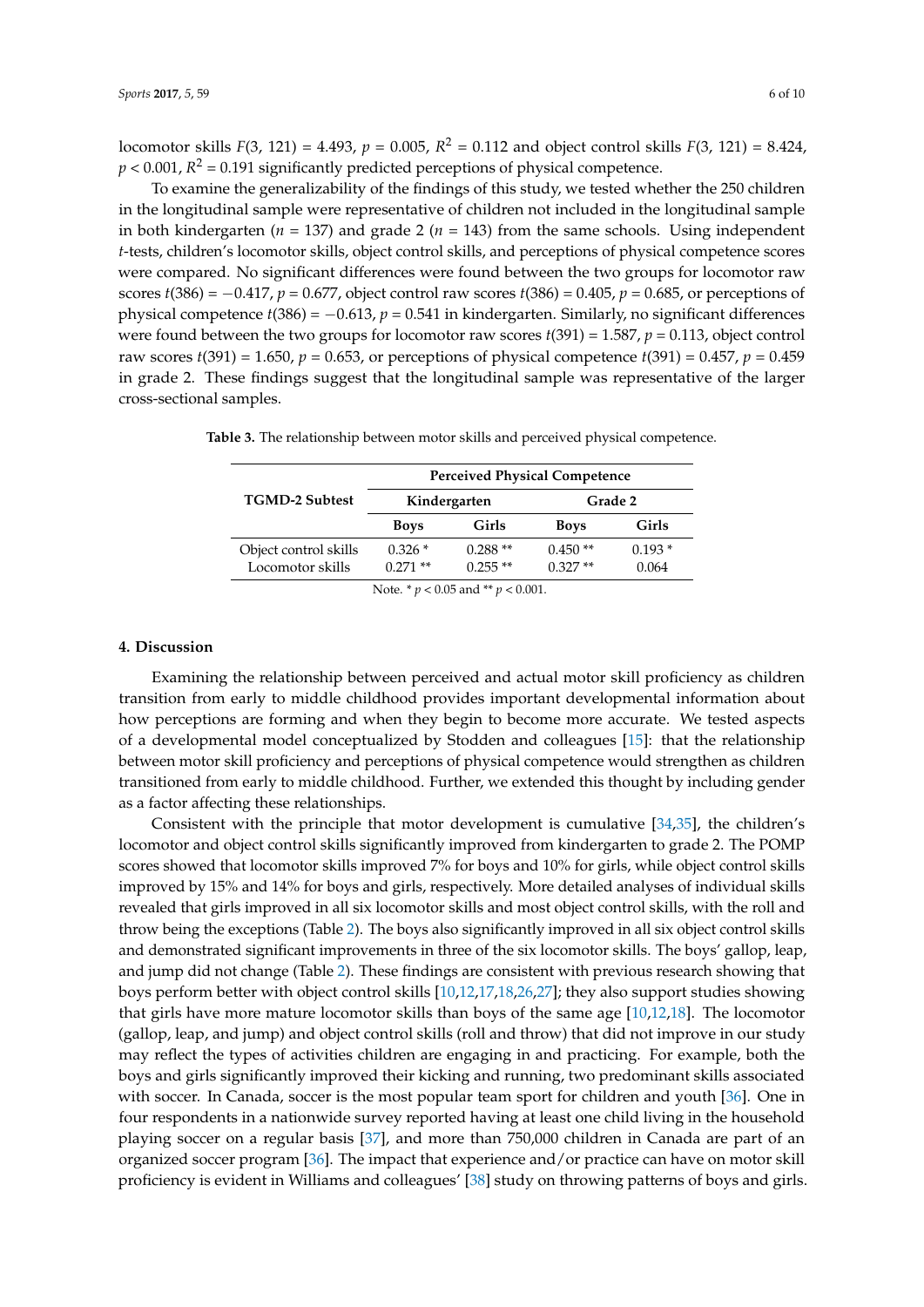locomotor skills $F(3, 121) = 4.493$, $p = 0.005$, $R^2 = 0.112$ and object control skills $F(3, 121) = 8.424$, $p < 0.001$, $R^2 = 0.191$ significantly predicted perceptions of physical competence.

To examine the generalizability of the findings of this study, we tested whether the 250 children in the longitudinal sample were representative of children not included in the longitudinal sample in both kindergarten ($n = 137$) and grade 2 ($n = 143$) from the same schools. Using independent *t*-tests, children's locomotor skills, object control skills, and perceptions of physical competence scores were compared. No significant differences were found between the two groups for locomotor raw scores $t(386) = -0.417$, $p = 0.677$, object control raw scores $t(386) = 0.405$, $p = 0.685$, or perceptions of physical competence $t(386) = -0.613$, $p = 0.541$ in kindergarten. Similarly, no significant differences were found between the two groups for locomotor raw scores $t(391) = 1.587$, $p = 0.113$, object control raw scores $t(391) = 1.650$, $p = 0.653$, or perceptions of physical competence $t(391) = 0.457$, $p = 0.459$ in grade 2. These findings suggest that the longitudinal sample was representative of the larger cross-sectional samples.

**Table 3.** The relationship between motor skills and perceived physical competence.

| TGMD-2 Subtest | Perceived Physical Competence | | | |
|---|---|---|---|---|
| | Kindergarten | | Grade 2 | |
| | Boys | Girls | Boys | Girls |
| Object control skills | 0.326 * | 0.288 ** | 0.450 ** | 0.193 * |
| Locomotor skills | 0.271 ** | 0.255 ** | 0.327 ** | 0.064 |

Note. * $p < 0.05$ and ** $p < 0.001$.

## 4. Discussion

Examining the relationship between perceived and actual motor skill proficiency as children transition from early to middle childhood provides important developmental information about how perceptions are forming and when they begin to become more accurate. We tested aspects of a developmental model conceptualized by Stodden and colleagues [15]: that the relationship between motor skill proficiency and perceptions of physical competence would strengthen as children transitioned from early to middle childhood. Further, we extended this thought by including gender as a factor affecting these relationships.

Consistent with the principle that motor development is cumulative [34,35], the children's locomotor and object control skills significantly improved from kindergarten to grade 2. The POMP scores showed that locomotor skills improved 7% for boys and 10% for girls, while object control skills improved by 15% and 14% for boys and girls, respectively. More detailed analyses of individual skills revealed that girls improved in all six locomotor skills and most object control skills, with the roll and throw being the exceptions (Table 2). The boys also significantly improved in all six object control skills and demonstrated significant improvements in three of the six locomotor skills. The boys' gallop, leap, and jump did not change (Table 2). These findings are consistent with previous research showing that boys perform better with object control skills [10,12,17,18,26,27]; they also support studies showing that girls have more mature locomotor skills than boys of the same age [10,12,18]. The locomotor (gallop, leap, and jump) and object control skills (roll and throw) that did not improve in our study may reflect the types of activities children are engaging in and practicing. For example, both the boys and girls significantly improved their kicking and running, two predominant skills associated with soccer. In Canada, soccer is the most popular team sport for children and youth [36]. One in four respondents in a nationwide survey reported having at least one child living in the household playing soccer on a regular basis [37], and more than 750,000 children in Canada are part of an organized soccer program [36]. The impact that experience and/or practice can have on motor skill proficiency is evident in Williams and colleagues' [38] study on throwing patterns of boys and girls.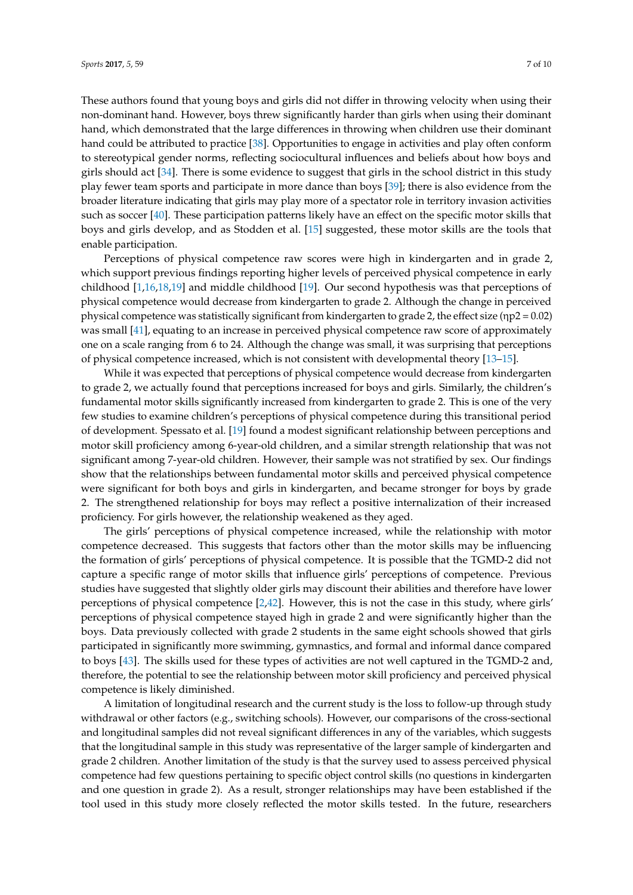These authors found that young boys and girls did not differ in throwing velocity when using their non-dominant hand. However, boys threw significantly harder than girls when using their dominant hand, which demonstrated that the large differences in throwing when children use their dominant hand could be attributed to practice [38]. Opportunities to engage in activities and play often conform to stereotypical gender norms, reflecting sociocultural influences and beliefs about how boys and girls should act [34]. There is some evidence to suggest that girls in the school district in this study play fewer team sports and participate in more dance than boys [39]; there is also evidence from the broader literature indicating that girls may play more of a spectator role in territory invasion activities such as soccer [40]. These participation patterns likely have an effect on the specific motor skills that boys and girls develop, and as Stodden et al. [15] suggested, these motor skills are the tools that enable participation.

Perceptions of physical competence raw scores were high in kindergarten and in grade 2, which support previous findings reporting higher levels of perceived physical competence in early childhood [1,16,18,19] and middle childhood [19]. Our second hypothesis was that perceptions of physical competence would decrease from kindergarten to grade 2. Although the change in perceived physical competence was statistically significant from kindergarten to grade 2, the effect size ($\eta p2 = 0.02$) was small [41], equating to an increase in perceived physical competence raw score of approximately one on a scale ranging from 6 to 24. Although the change was small, it was surprising that perceptions of physical competence increased, which is not consistent with developmental theory [13–15].

While it was expected that perceptions of physical competence would decrease from kindergarten to grade 2, we actually found that perceptions increased for boys and girls. Similarly, the children's fundamental motor skills significantly increased from kindergarten to grade 2. This is one of the very few studies to examine children's perceptions of physical competence during this transitional period of development. Spessato et al. [19] found a modest significant relationship between perceptions and motor skill proficiency among 6-year-old children, and a similar strength relationship that was not significant among 7-year-old children. However, their sample was not stratified by sex. Our findings show that the relationships between fundamental motor skills and perceived physical competence were significant for both boys and girls in kindergarten, and became stronger for boys by grade 2. The strengthened relationship for boys may reflect a positive internalization of their increased proficiency. For girls however, the relationship weakened as they aged.

The girls' perceptions of physical competence increased, while the relationship with motor competence decreased. This suggests that factors other than the motor skills may be influencing the formation of girls' perceptions of physical competence. It is possible that the TGMD-2 did not capture a specific range of motor skills that influence girls' perceptions of competence. Previous studies have suggested that slightly older girls may discount their abilities and therefore have lower perceptions of physical competence [2,42]. However, this is not the case in this study, where girls' perceptions of physical competence stayed high in grade 2 and were significantly higher than the boys. Data previously collected with grade 2 students in the same eight schools showed that girls participated in significantly more swimming, gymnastics, and formal and informal dance compared to boys [43]. The skills used for these types of activities are not well captured in the TGMD-2 and, therefore, the potential to see the relationship between motor skill proficiency and perceived physical competence is likely diminished.

A limitation of longitudinal research and the current study is the loss to follow-up through study withdrawal or other factors (e.g., switching schools). However, our comparisons of the cross-sectional and longitudinal samples did not reveal significant differences in any of the variables, which suggests that the longitudinal sample in this study was representative of the larger sample of kindergarten and grade 2 children. Another limitation of the study is that the survey used to assess perceived physical competence had few questions pertaining to specific object control skills (no questions in kindergarten and one question in grade 2). As a result, stronger relationships may have been established if the tool used in this study more closely reflected the motor skills tested. In the future, researchers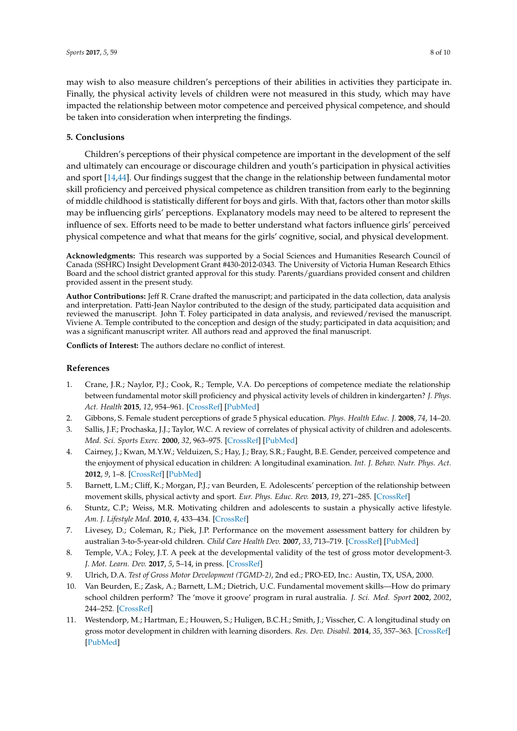may wish to also measure children's perceptions of their abilities in activities they participate in. Finally, the physical activity levels of children were not measured in this study, which may have impacted the relationship between motor competence and perceived physical competence, and should be taken into consideration when interpreting the findings.

## 5. Conclusions

Children's perceptions of their physical competence are important in the development of the self and ultimately can encourage or discourage children and youth's participation in physical activities and sport [14,44]. Our findings suggest that the change in the relationship between fundamental motor skill proficiency and perceived physical competence as children transition from early to the beginning of middle childhood is statistically different for boys and girls. With that, factors other than motor skills may be influencing girls' perceptions. Explanatory models may need to be altered to represent the influence of sex. Efforts need to be made to better understand what factors influence girls' perceived physical competence and what that means for the girls' cognitive, social, and physical development.

**Acknowledgments:** This research was supported by a Social Sciences and Humanities Research Council of Canada (SSHRC) Insight Development Grant #430-2012-0343. The University of Victoria Human Research Ethics Board and the school district granted approval for this study. Parents/guardians provided consent and children provided assent in the present study.

**Author Contributions:** Jeff R. Crane drafted the manuscript; and participated in the data collection, data analysis and interpretation. Patti-Jean Naylor contributed to the design of the study, participated data acquisition and reviewed the manuscript. John T. Foley participated in data analysis, and reviewed/revised the manuscript. Viviene A. Temple contributed to the conception and design of the study; participated in data acquisition; and was a significant manuscript writer. All authors read and approved the final manuscript.

**Conflicts of Interest:** The authors declare no conflict of interest.

## References

1. Crane, J.R.; Naylor, P.J.; Cook, R.; Temple, V.A. Do perceptions of competence mediate the relationship between fundamental motor skill proficiency and physical activity levels of children in kindergarten? *J. Phys. Act. Health* **2015**, *12*, 954–961. [CrossRef] [PubMed]
2. Gibbons, S. Female student perceptions of grade 5 physical education. *Phys. Health Educ. J.* **2008**, *74*, 14–20.
3. Sallis, J.F.; Prochaska, J.J.; Taylor, W.C. A review of correlates of physical activity of children and adolescents. *Med. Sci. Sports Exerc.* **2000**, *32*, 963–975. [CrossRef] [PubMed]
4. Cairney, J.; Kwan, M.Y.W.; Velduizen, S.; Hay, J.; Bray, S.R.; Faught, B.E. Gender, perceived competence and the enjoyment of physical education in children: A longitudinal examination. *Int. J. Behav. Nutr. Phys. Act.* **2012**, *9*, 1–8. [CrossRef] [PubMed]
5. Barnett, L.M.; Cliff, K.; Morgan, P.J.; van Beurden, E. Adolescents' perception of the relationship between movement skills, physical activty and sport. *Eur. Phys. Educ. Rev.* **2013**, *19*, 271–285. [CrossRef]
6. Stuntz, C.P.; Weiss, M.R. Motivating children and adolescents to sustain a physically active lifestyle. *Am. J. Lifestyle Med.* **2010**, *4*, 433–434. [CrossRef]
7. Livesey, D.; Coleman, R.; Piek, J.P. Performance on the movement assessment battery for children by australian 3-to-5-year-old children. *Child Care Health Dev.* **2007**, *33*, 713–719. [CrossRef] [PubMed]
8. Temple, V.A.; Foley, J.T. A peek at the developmental validity of the test of gross motor development-3. *J. Mot. Learn. Dev.* **2017**, *5*, 5–14, in press. [CrossRef]
9. Ulrich, D.A. *Test of Gross Motor Development (TGMD-2)*, 2nd ed.; PRO-ED, Inc.: Austin, TX, USA, 2000.
10. Van Beurden, E.; Zask, A.; Barnett, L.M.; Dietrich, U.C. Fundamental movement skills—How do primary school children perform? The 'move it groove' program in rural australia. *J. Sci. Med. Sport* **2002**, *2002*, 244–252. [CrossRef]
11. Westendorp, M.; Hartman, E.; Houwen, S.; Huligen, B.C.H.; Smith, J.; Visscher, C. A longitudinal study on gross motor development in children with learning disorders. *Res. Dev. Disabil.* **2014**, *35*, 357–363. [CrossRef] [PubMed]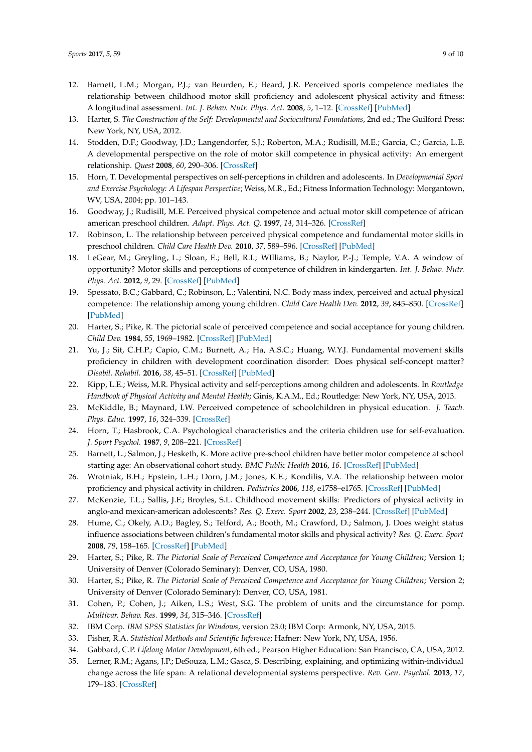12. Barnett, L.M.; Morgan, P.J.; van Beurden, E.; Beard, J.R. Perceived sports competence mediates the relationship between childhood motor skill proficiency and adolescent physical activity and fitness: A longitudinal assessment. *Int. J. Behav. Nutr. Phys. Act.* **2008**, *5*, 1–12. [CrossRef] [PubMed]
13. Harter, S. *The Construction of the Self: Developmental and Sociocultural Foundations*, 2nd ed.; The Guilford Press: New York, NY, USA, 2012.
14. Stodden, D.F.; Goodway, J.D.; Langendorfer, S.J.; Roberton, M.A.; Rudisill, M.E.; Garcia, C.; Garcia, L.E. A developmental perspective on the role of motor skill competence in physical activity: An emergent relationship. *Quest* **2008**, *60*, 290–306. [CrossRef]
15. Horn, T. Developmental perspectives on self-perceptions in children and adolescents. In *Developmental Sport and Exercise Psychology: A Lifespan Perspective*; Weiss, M.R., Ed.; Fitness Information Technology: Morgantown, WV, USA, 2004; pp. 101–143.
16. Goodway, J.; Rudisill, M.E. Perceived physical competence and actual motor skill competence of african american preschool children. *Adapt. Phys. Act. Q.* **1997**, *14*, 314–326. [CrossRef]
17. Robinson, L. The relationship between perceived physical competence and fundamental motor skills in preschool children. *Child Care Health Dev.* **2010**, *37*, 589–596. [CrossRef] [PubMed]
18. LeGear, M.; Greyling, L.; Sloan, E.; Bell, R.I.; WIlliams, B.; Naylor, P.-J.; Temple, V.A. A window of opportunity? Motor skills and perceptions of competence of children in kindergarten. *Int. J. Behav. Nutr. Phys. Act.* **2012**, *9*, 29. [CrossRef] [PubMed]
19. Spessato, B.C.; Gabbard, C.; Robinson, L.; Valentini, N.C. Body mass index, perceived and actual physical competence: The relationship among young children. *Child Care Health Dev.* **2012**, *39*, 845–850. [CrossRef] [PubMed]
20. Harter, S.; Pike, R. The pictorial scale of perceived competence and social acceptance for young children. *Child Dev.* **1984**, *55*, 1969–1982. [CrossRef] [PubMed]
21. Yu, J.; Sit, C.H.P.; Capio, C.M.; Burnett, A.; Ha, A.S.C.; Huang, W.Y.J. Fundamental movement skills proficiency in children with development coordination disorder: Does physical self-concept matter? *Disabil. Rehabil.* **2016**, *38*, 45–51. [CrossRef] [PubMed]
22. Kipp, L.E.; Weiss, M.R. Physical activity and self-perceptions among children and adolescents. In *Routledge Handbook of Physical Activity and Mental Health*; Ginis, K.A.M., Ed.; Routledge: New York, NY, USA, 2013.
23. McKiddle, B.; Maynard, I.W. Perceived competence of schoolchildren in physical education. *J. Teach. Phys. Educ.* **1997**, *16*, 324–339. [CrossRef]
24. Horn, T.; Hasbrook, C.A. Psychological characteristics and the criteria children use for self-evaluation. *J. Sport Psychol.* **1987**, *9*, 208–221. [CrossRef]
25. Barnett, L.; Salmon, J.; Hesketh, K. More active pre-school children have better motor competence at school starting age: An observational cohort study. *BMC Public Health* **2016**, *16*. [CrossRef] [PubMed]
26. Wrotniak, B.H.; Epstein, L.H.; Dorn, J.M.; Jones, K.E.; Kondilis, V.A. The relationship between motor proficiency and physical activity in children. *Pediatrics* **2006**, *118*, e1758–e1765. [CrossRef] [PubMed]
27. McKenzie, T.L.; Sallis, J.F.; Broyles, S.L. Childhood movement skills: Predictors of physical activity in anglo-and mexican-american adolescents? *Res. Q. Exerc. Sport* **2002**, *23*, 238–244. [CrossRef] [PubMed]
28. Hume, C.; Okely, A.D.; Bagley, S.; Telford, A.; Booth, M.; Crawford, D.; Salmon, J. Does weight status influence associations between children's fundamental motor skills and physical activity? *Res. Q. Exerc. Sport* **2008**, *79*, 158–165. [CrossRef] [PubMed]
29. Harter, S.; Pike, R. *The Pictorial Scale of Perceived Competence and Acceptance for Young Children*; Version 1; University of Denver (Colorado Seminary): Denver, CO, USA, 1980.
30. Harter, S.; Pike, R. *The Pictorial Scale of Perceived Competence and Acceptance for Young Children*; Version 2; University of Denver (Colorado Seminary): Denver, CO, USA, 1981.
31. Cohen, P.; Cohen, J.; Aiken, L.S.; West, S.G. The problem of units and the circumstance for pomp. *Multivar. Behav. Res.* **1999**, *34*, 315–346. [CrossRef]
32. IBM Corp. *IBM SPSS Statistics for Windows*, version 23.0; IBM Corp: Armonk, NY, USA, 2015.
33. Fisher, R.A. *Statistical Methods and Scientific Inference*; Hafner: New York, NY, USA, 1956.
34. Gabbard, C.P. *Lifelong Motor Development*, 6th ed.; Pearson Higher Education: San Francisco, CA, USA, 2012.
35. Lerner, R.M.; Agans, J.P.; DeSouza, L.M.; Gasca, S. Describing, explaining, and optimizing within-individual change across the life span: A relational developmental systems perspective. *Rev. Gen. Psychol.* **2013**, *17*, 179–183. [CrossRef]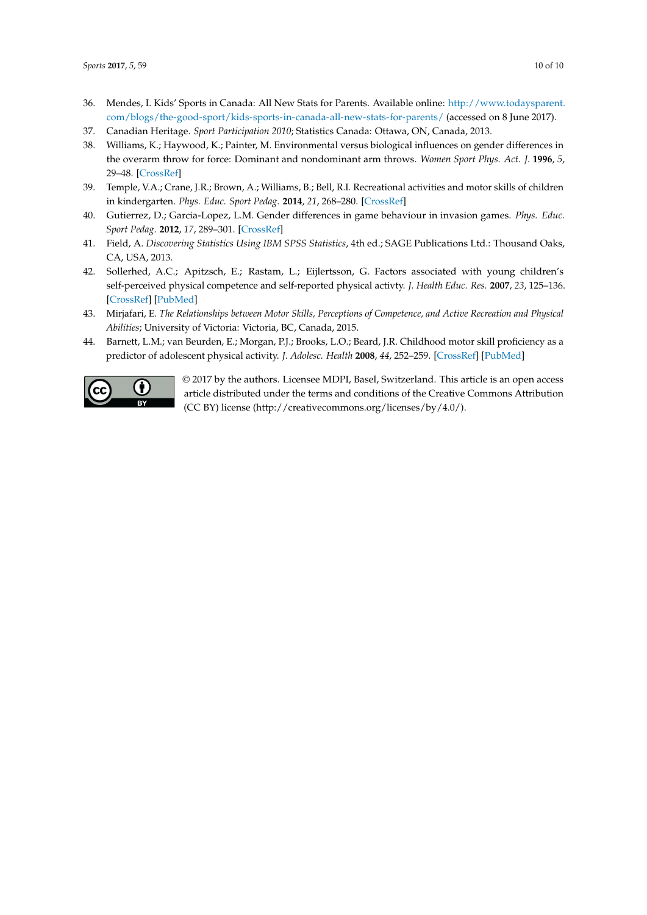36. Mendes, I. Kids' Sports in Canada: All New Stats for Parents. Available online: http://www.todaysparent.com/blogs/the-good-sport/kids-sports-in-canada-all-new-stats-for-parents/ (accessed on 8 June 2017).
37. Canadian Heritage. *Sport Participation 2010*; Statistics Canada: Ottawa, ON, Canada, 2013.
38. Williams, K.; Haywood, K.; Painter, M. Environmental versus biological influences on gender differences in the overarm throw for force: Dominant and nondominant arm throws. *Women Sport Phys. Act. J.* **1996**, *5*, 29–48. [CrossRef]
39. Temple, V.A.; Crane, J.R.; Brown, A.; Williams, B.; Bell, R.I. Recreational activities and motor skills of children in kindergarten. *Phys. Educ. Sport Pedag.* **2014**, *21*, 268–280. [CrossRef]
40. Gutierrez, D.; Garcia-Lopez, L.M. Gender differences in game behaviour in invasion games. *Phys. Educ. Sport Pedag.* **2012**, *17*, 289–301. [CrossRef]
41. Field, A. *Discovering Statistics Using IBM SPSS Statistics*, 4th ed.; SAGE Publications Ltd.: Thousand Oaks, CA, USA, 2013.
42. Sollerhed, A.C.; Apitzsch, E.; Rastam, L.; Eijlertsson, G. Factors associated with young children's self-perceived physical competence and self-reported physical activty. *J. Health Educ. Res.* **2007**, *23*, 125–136. [CrossRef] [PubMed]
43. Mirjafari, E. *The Relationships between Motor Skills, Perceptions of Competence, and Active Recreation and Physical Abilities*; University of Victoria: Victoria, BC, Canada, 2015.
44. Barnett, L.M.; van Beurden, E.; Morgan, P.J.; Brooks, L.O.; Beard, J.R. Childhood motor skill proficiency as a predictor of adolescent physical activity. *J. Adolesc. Health* **2008**, *44*, 252–259. [CrossRef] [PubMed]

© 2017 by the authors. Licensee MDPI, Basel, Switzerland. This article is an open access article distributed under the terms and conditions of the Creative Commons Attribution (CC BY) license (http://creativecommons.org/licenses/by/4.0/).